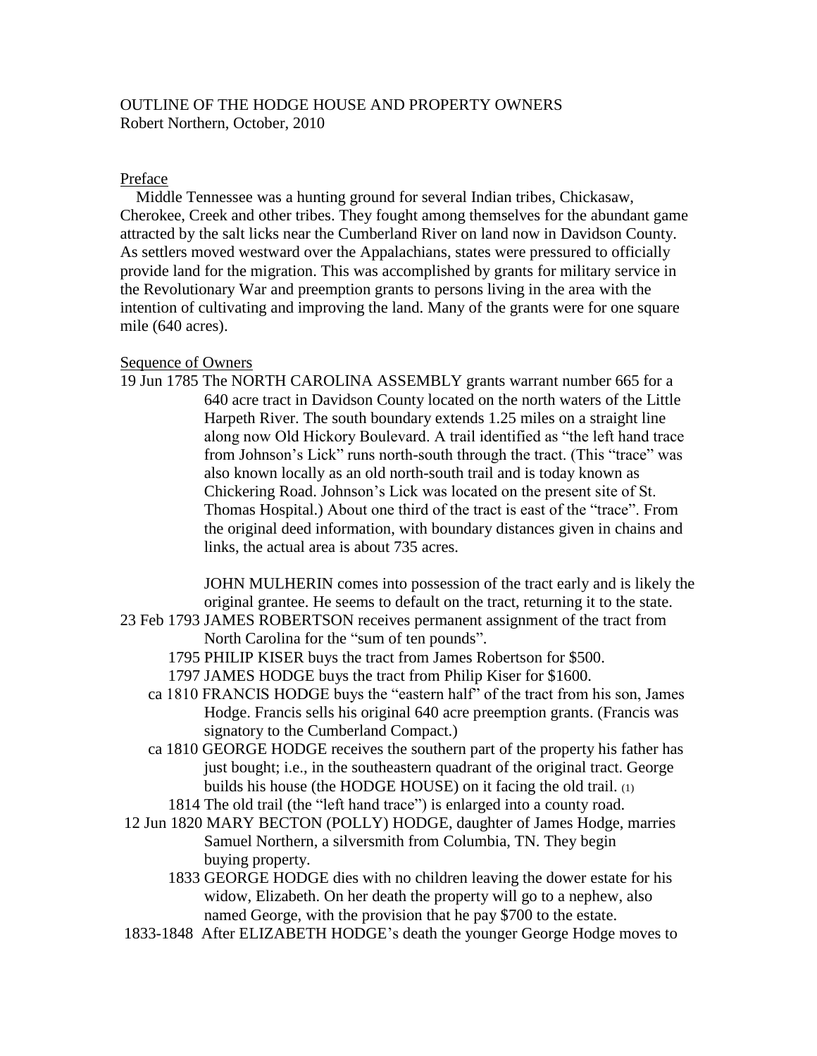# OUTLINE OF THE HODGE HOUSE AND PROPERTY OWNERS

Robert Northern, October, 2010

## Preface

Middle Tennessee was a hunting ground for several Indian tribes, Chickasaw, Cherokee, Creek and other tribes. They fought among themselves for the abundant game attracted by the salt licks near the Cumberland River on land now in Davidson County. As settlers moved westward over the Appalachians, states were pressured to officially provide land for the migration. This was accomplished by grants for military service in the Revolutionary War and preemption grants to persons living in the area with the intention of cultivating and improving the land. Many of the grants were for one square mile (640 acres).

## Sequence of Owners

**19 Jun 1785** The NORTH CAROLINA ASSEMBLY grants warrant number 665 for a 640 acre tract in Davidson County located on the north waters of the Little Harpeth River. The south boundary extends 1.25 miles on a straight line along now Old Hickory Boulevard. A trail identified as "the left hand trace from Johnson's Lick" runs north-south through the tract. (This "trace" was also known locally as an old north-south trail and is today known as Chickering Road. Johnson's Lick was located on the present site of St. Thomas Hospital.) About one third of the tract is east of the "trace". From the original deed information, with boundary distances given in chains and links, the actual area is about 735 acres.

JOHN MULHERIN comes into possession of the tract early and is likely the original grantee. He seems to default on the tract, returning it to the state.

**23 Feb 1793** JAMES ROBERTSON receives permanent assignment of the tract from North Carolina for the "sum of ten pounds".

**1795** PHILIP KISER buys the tract from James Robertson for $500.

**1797** JAMES HODGE buys the tract from Philip Kiser for $1600.

**ca 1810** FRANCIS HODGE buys the "eastern half" of the tract from his son, James Hodge. Francis sells his original 640 acre preemption grants. (Francis was signatory to the Cumberland Compact.)

**ca 1810** GEORGE HODGE receives the southern part of the property his father has just bought; i.e., in the southeastern quadrant of the original tract. George builds his house (the HODGE HOUSE) on it facing the old trail. (1)

**1814** The old trail (the "left hand trace") is enlarged into a county road.

**12 Jun 1820** MARY BECTON (POLLY) HODGE, daughter of James Hodge, marries Samuel Northern, a silversmith from Columbia, TN. They begin buying property.

**1833** GEORGE HODGE dies with no children leaving the dower estate for his widow, Elizabeth. On her death the property will go to a nephew, also named George, with the provision that he pay $700 to the estate.

**1833-1848** After ELIZABETH HODGE's death the younger George Hodge moves to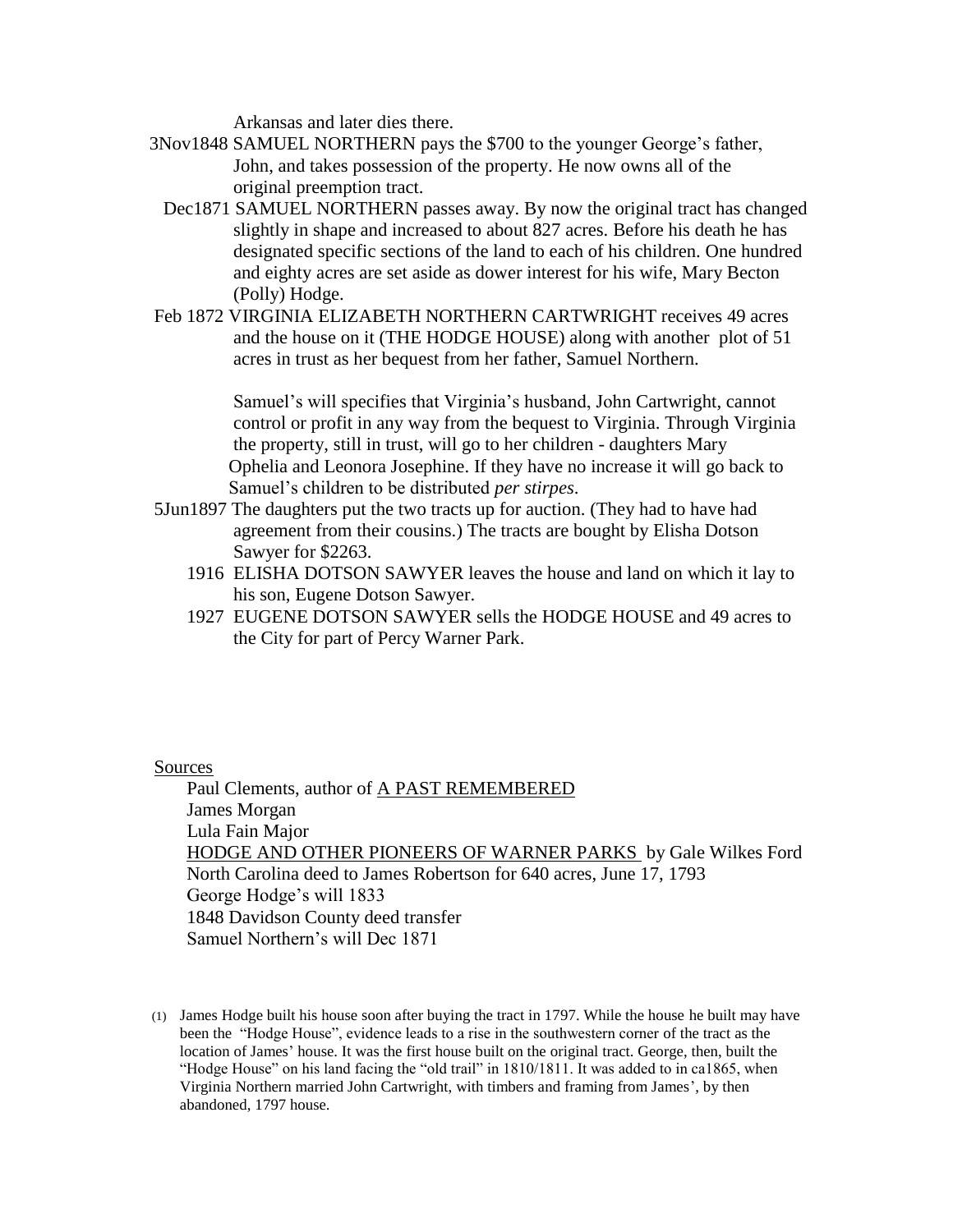Arkansas and later dies there.

3Nov1848 SAMUEL NORTHERN pays the $700 to the younger George's father, John, and takes possession of the property. He now owns all of the original preemption tract.

Dec1871 SAMUEL NORTHERN passes away. By now the original tract has changed slightly in shape and increased to about 827 acres. Before his death he has designated specific sections of the land to each of his children. One hundred and eighty acres are set aside as dower interest for his wife, Mary Becton (Polly) Hodge.

Feb 1872 VIRGINIA ELIZABETH NORTHERN CARTWRIGHT receives 49 acres and the house on it (THE HODGE HOUSE) along with another plot of 51 acres in trust as her bequest from her father, Samuel Northern.

Samuel's will specifies that Virginia's husband, John Cartwright, cannot control or profit in any way from the bequest to Virginia. Through Virginia the property, still in trust, will go to her children - daughters Mary Ophelia and Leonora Josephine. If they have no increase it will go back to Samuel's children to be distributed *per stirpes*.

5Jun1897 The daughters put the two tracts up for auction. (They had to have had agreement from their cousins.) The tracts are bought by Elisha Dotson Sawyer for $2263.

1916 ELISHA DOTSON SAWYER leaves the house and land on which it lay to his son, Eugene Dotson Sawyer.

1927 EUGENE DOTSON SAWYER sells the HODGE HOUSE and 49 acres to the City for part of Percy Warner Park.

Sources

Paul Clements, author of A PAST REMEMBERED
James Morgan
Lula Fain Major
HODGE AND OTHER PIONEERS OF WARNER PARKS by Gale Wilkes Ford
North Carolina deed to James Robertson for 640 acres, June 17, 1793
George Hodge's will 1833
1848 Davidson County deed transfer
Samuel Northern's will Dec 1871

(1) James Hodge built his house soon after buying the tract in 1797. While the house he built may have been the "Hodge House", evidence leads to a rise in the southwestern corner of the tract as the location of James' house. It was the first house built on the original tract. George, then, built the "Hodge House" on his land facing the "old trail" in 1810/1811. It was added to in ca1865, when Virginia Northern married John Cartwright, with timbers and framing from James', by then abandoned, 1797 house.